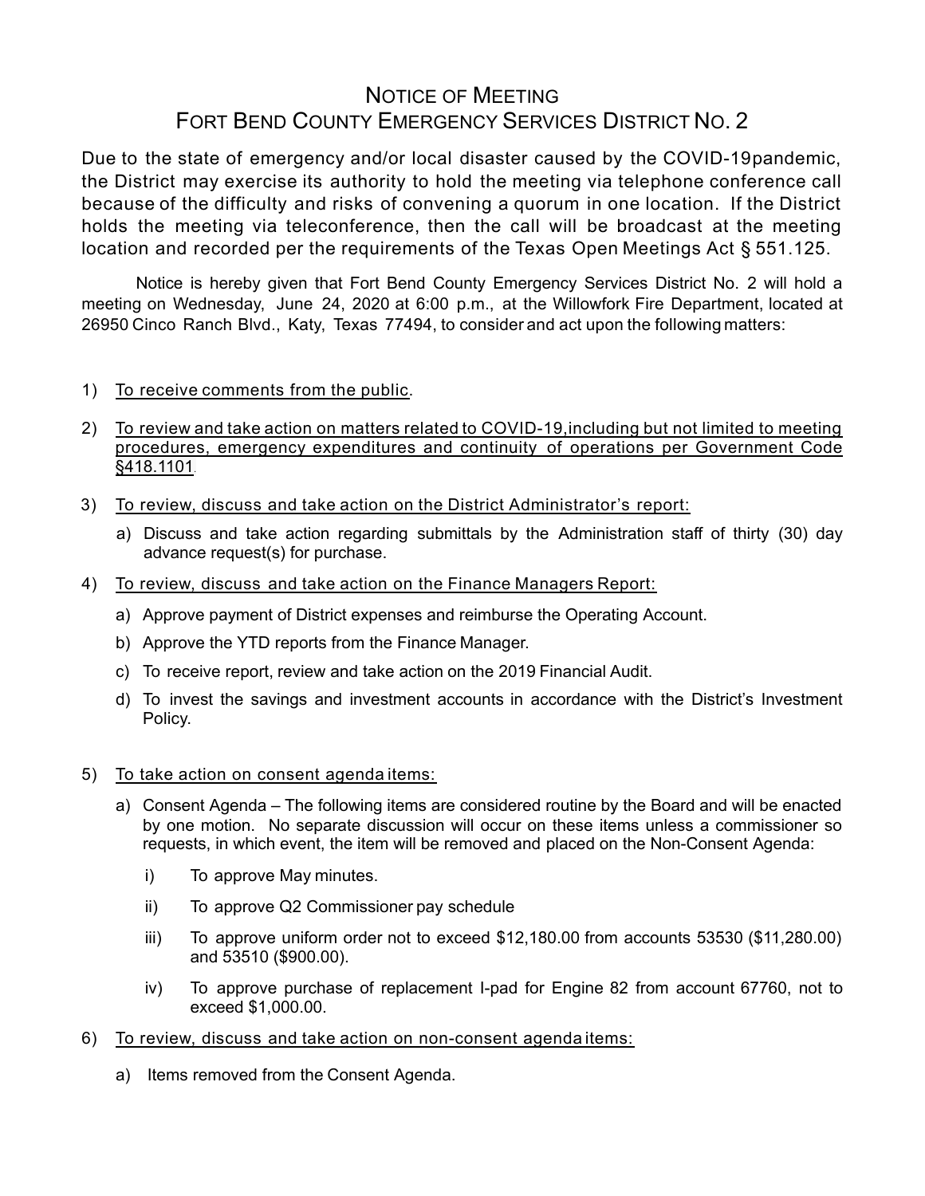# NOTICE OF MEETING
# FORT BEND COUNTY EMERGENCY SERVICES DISTRICT NO. 2

Due to the state of emergency and/or local disaster caused by the COVID-19pandemic, the District may exercise its authority to hold the meeting via telephone conference call because of the difficulty and risks of convening a quorum in one location. If the District holds the meeting via teleconference, then the call will be broadcast at the meeting location and recorded per the requirements of the Texas Open Meetings Act § 551.125.

Notice is hereby given that Fort Bend County Emergency Services District No. 2 will hold a meeting on Wednesday, June 24, 2020 at 6:00 p.m., at the Willowfork Fire Department, located at 26950 Cinco Ranch Blvd., Katy, Texas 77494, to consider and act upon the following matters:

1) <u>To receive comments from the public</u>.

2) <u>To review and take action on matters related to COVID-19,including but not limited to meeting procedures, emergency expenditures and continuity of operations per Government Code §418.1101</u>.

3) <u>To review, discuss and take action on the District Administrator's report:</u>

   a) Discuss and take action regarding submittals by the Administration staff of thirty (30) day advance request(s) for purchase.

4) <u>To review, discuss and take action on the Finance Managers Report:</u>

   a) Approve payment of District expenses and reimburse the Operating Account.

   b) Approve the YTD reports from the Finance Manager.

   c) To receive report, review and take action on the 2019 Financial Audit.

   d) To invest the savings and investment accounts in accordance with the District's Investment Policy.

5) <u>To take action on consent agenda items:</u>

   a) Consent Agenda – The following items are considered routine by the Board and will be enacted by one motion. No separate discussion will occur on these items unless a commissioner so requests, in which event, the item will be removed and placed on the Non-Consent Agenda:

      i) To approve May minutes.

      ii) To approve Q2 Commissioner pay schedule

      iii) To approve uniform order not to exceed $12,180.00 from accounts 53530 ($11,280.00) and 53510 ($900.00).

      iv) To approve purchase of replacement I-pad for Engine 82 from account 67760, not to exceed $1,000.00.

6) <u>To review, discuss and take action on non-consent agenda items:</u>

   a) Items removed from the Consent Agenda.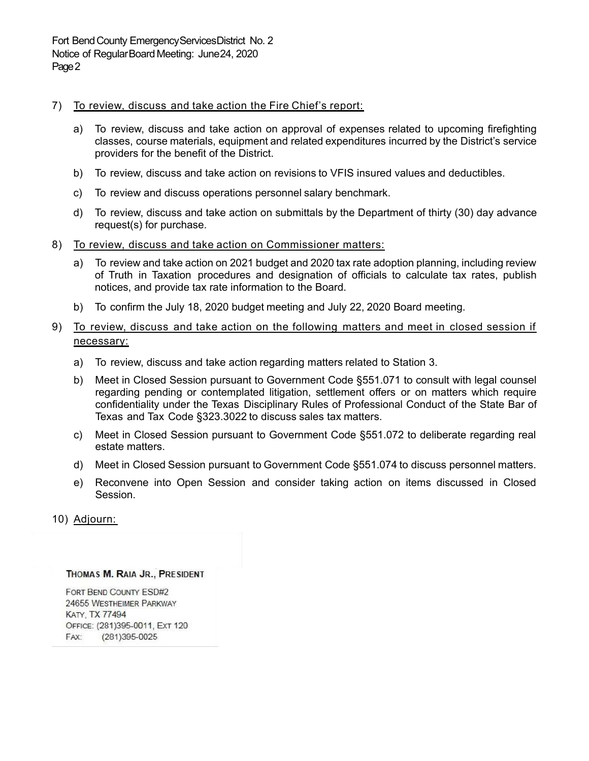7) To review, discuss and take action the Fire Chief's report:

   a) To review, discuss and take action on approval of expenses related to upcoming firefighting classes, course materials, equipment and related expenditures incurred by the District's service providers for the benefit of the District.

   b) To review, discuss and take action on revisions to VFIS insured values and deductibles.

   c) To review and discuss operations personnel salary benchmark.

   d) To review, discuss and take action on submittals by the Department of thirty (30) day advance request(s) for purchase.

8) To review, discuss and take action on Commissioner matters:

   a) To review and take action on 2021 budget and 2020 tax rate adoption planning, including review of Truth in Taxation procedures and designation of officials to calculate tax rates, publish notices, and provide tax rate information to the Board.

   b) To confirm the July 18, 2020 budget meeting and July 22, 2020 Board meeting.

9) To review, discuss and take action on the following matters and meet in closed session if necessary:

   a) To review, discuss and take action regarding matters related to Station 3.

   b) Meet in Closed Session pursuant to Government Code §551.071 to consult with legal counsel regarding pending or contemplated litigation, settlement offers or on matters which require confidentiality under the Texas Disciplinary Rules of Professional Conduct of the State Bar of Texas and Tax Code §323.3022 to discuss sales tax matters.

   c) Meet in Closed Session pursuant to Government Code §551.072 to deliberate regarding real estate matters.

   d) Meet in Closed Session pursuant to Government Code §551.074 to discuss personnel matters.

   e) Reconvene into Open Session and consider taking action on items discussed in Closed Session.

10) Adjourn:

**THOMAS M. RAIA JR., PRESIDENT**

FORT BEND COUNTY ESD#2
24655 WESTHEIMER PARKWAY
KATY, TX 77494
OFFICE: (281)395-0011, EXT 120
FAX: (281)395-0025